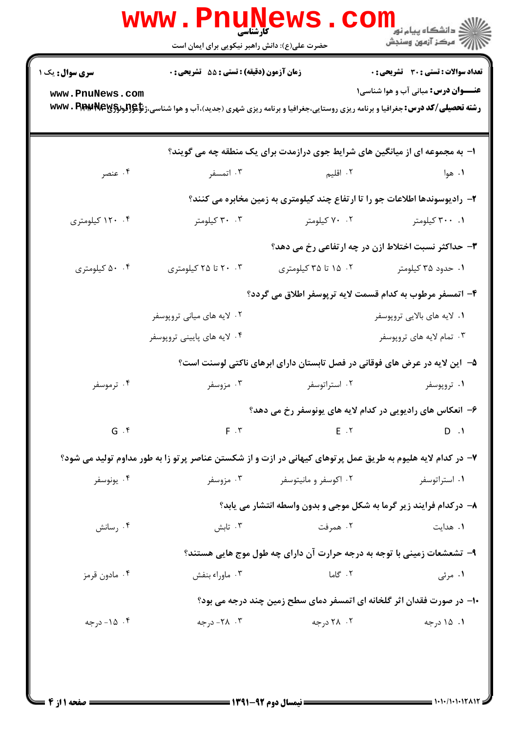کارشناسی

حضرت علی(ع): دانش راهبر نیکویی برای ایمان است

**سری سوال:** یک ۱ | **زمان آزمون (دقیقه) : تستی : ۵۵ تشریحی : ۰** | **تعداد سوالات : تستی : ۳۰ تشریحی : ۰**

**عنـــوان درس:** مبانی آب و هوا شناسی۱

**رشته تحصیلی/کد درس:** جغرافیا و برنامه ریزی روستایی،جغرافیا و برنامه ریزی شهری (جدید)،آب و هوا شناسی،ژئومورفولوژی ۱۲۱۶۰۹۶

---

**۱- به مجموعه ای از میانگین های شرایط جوی درازمدت برای یک منطقه چه می گویند؟**

۱. هوا ۲. اقلیم ۳. اتمسفر ۴. عنصر

**۲- رادیوسوندها اطلاعات جو را تا ارتفاع چند کیلومتری به زمین مخابره می کنند؟**

۱. ۳۰۰ کیلومتر ۲. ۷۰ کیلومتر ۳. ۳۰ کیلومتر ۴. ۱۲۰ کیلومتری

**۳- حداکثر نسبت اختلاط ازن در چه ارتفاعی رخ می دهد؟**

۱. حدود ۳۵ کیلومتر ۲. ۱۵ تا ۳۵ کیلومتری ۳. ۲۰ تا ۲۵ کیلومتری ۴. ۵۰ کیلومتری

**۴- اتمسفر مرطوب به کدام قسمت لایه تروپوسفر اطلاق می گردد؟**

۱. لایه های بالایی تروپوسفر ۲. لایه های میانی تروپوسفر

۳. تمام لایه های تروپوسفر ۴. لایه های پایینی تروپوسفر

**۵- این لایه در عرض های فوقانی در فصل تابستان دارای ابرهای ناکتی لوسنت است؟**

۱. تروپوسفر ۲. استراتوسفر ۳. مزوسفر ۴. ترموسفر

**۶- انعکاس های رادیویی در کدام لایه های یونوسفر رخ می دهد؟**

۱. D ۲. E ۳. F ۴. G

**۷- در کدام لایه هلیوم به طریق عمل پرتوهای کیهانی در ازت و از شکستن عناصر پرتو زا به طور مداوم تولید می شود؟**

۱. استراتوسفر ۲. اکوسفر و مانیتوسفر ۳. مزوسفر ۴. یونوسفر

**۸- درکدام فرایند زیر گرما به شکل موجی و بدون واسطه انتشار می یابد؟**

۱. هدایت ۲. همرفت ۳. تابش ۴. رسانش

**۹- تشعشعات زمینی با توجه به درجه حرارت آن دارای چه طول موج هایی هستند؟**

۱. مرئی ۲. گاما ۳. ماوراء بنفش ۴. مادون قرمز

**۱۰- در صورت فقدان اثر گلخانه ای اتمسفر دمای سطح زمین چند درجه می بود؟**

۱. ۱۵ درجه ۲. ۲۸ درجه ۳. ۲۸- درجه ۴. ۱۵- درجه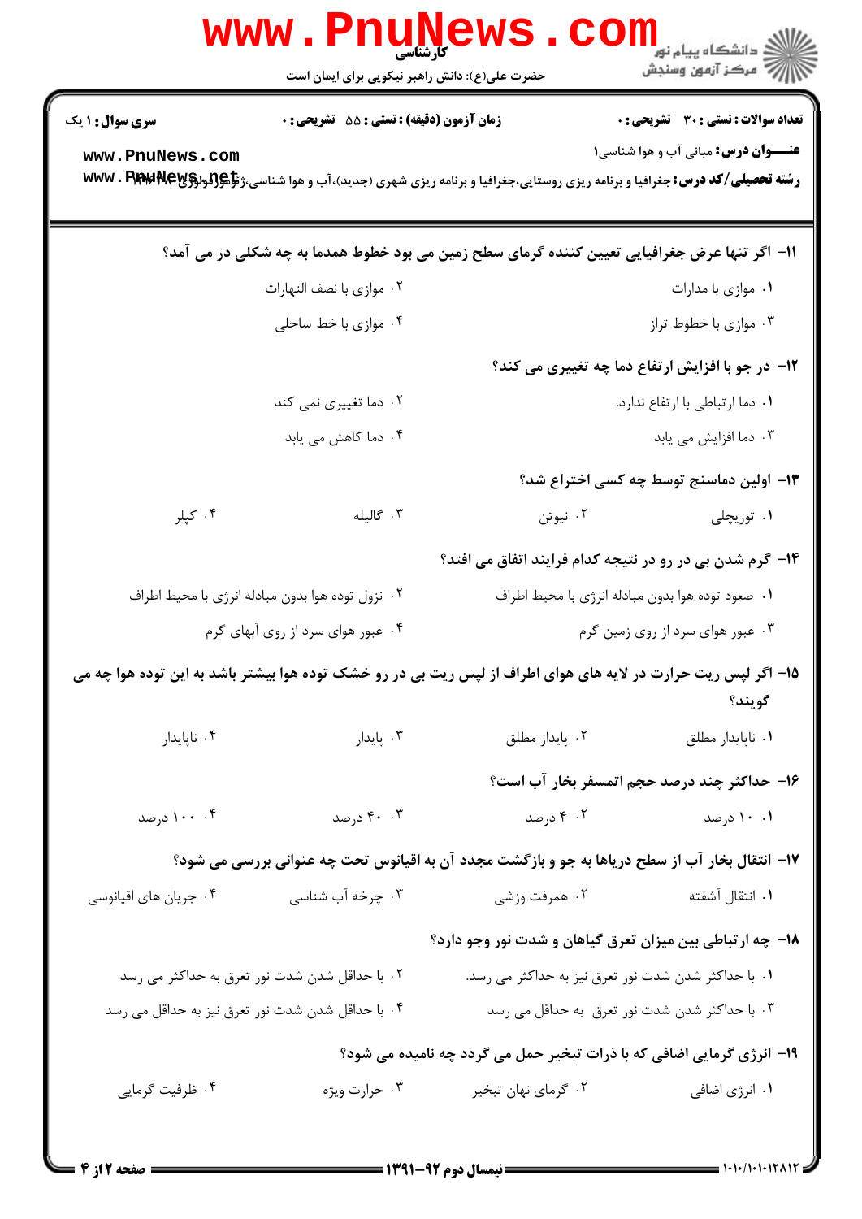**سری سوال:** ۱ یک

**زمان آزمون (دقیقه) : تستی :** ۵۵ **تشریحی :** ۰

**تعداد سوالات : تستی :** ۳۰ **تشریحی :** ۰

**عنـــوان درس:** مبانی آب و هوا شناسی۱

**رشته تحصیلی/کد درس:** جغرافیا و برنامه ریزی روستایی،جغرافیا و برنامه ریزی شهری (جدید)،آب و هوا شناسی،ژئومورفولوژی ۱۲۱۶۰۰۷

۱۱- اگر تنها عرض جغرافیایی تعیین کننده گرمای سطح زمین می بود خطوط همدما به چه شکلی در می آمد؟

۱. موازی با مدارات
۲. موازی با نصف النهارات
۳. موازی با خطوط تراز
۴. موازی با خط ساحلی

۱۲- در جو با افزایش ارتفاع دما چه تغییری می کند؟

۱. دما ارتباطی با ارتفاع ندارد.
۲. دما تغییری نمی کند
۳. دما افزایش می یابد
۴. دما کاهش می یابد

۱۳- اولین دماسنج توسط چه کسی اختراع شد؟

۱. توریچلی
۲. نیوتن
۳. گالیله
۴. کپلر

۱۴- گرم شدن بی در رو در نتیجه کدام فرایند اتفاق می افتد؟

۱. صعود توده هوا بدون مبادله انرژی با محیط اطراف
۲. نزول توده هوا بدون مبادله انرژی با محیط اطراف
۳. عبور هوای سرد از روی زمین گرم
۴. عبور هوای سرد از روی آبهای گرم

۱۵- اگر لپس ریت حرارت در لایه های هوای اطراف از لپس ریت بی در رو خشک توده هوا بیشتر باشد به این توده هوا چه می گویند؟

۱. ناپایدار مطلق
۲. پایدار مطلق
۳. پایدار
۴. ناپایدار

۱۶- حداکثر چند درصد حجم اتمسفر بخار آب است؟

۱. ۱۰ درصد
۲. ۴ درصد
۳. ۴۰ درصد
۴. ۱۰۰ درصد

۱۷- انتقال بخار آب از سطح دریاها به جو و بازگشت مجدد آن به اقیانوس تحت چه عنوانی بررسی می شود؟

۱. انتقال آشفته
۲. همرفت وزشی
۳. چرخه آب شناسی
۴. جریان های اقیانوسی

۱۸- چه ارتباطی بین میزان تعرق گیاهان و شدت نور وجو دارد؟

۱. با حداکثر شدن شدت نور تعرق نیز به حداکثر می رسد.
۲. با حداقل شدن شدت نور تعرق به حداکثر می رسد
۳. با حداکثر شدن شدت نور تعرق به حداقل می رسد
۴. با حداقل شدن شدت نور تعرق نیز به حداقل می رسد

۱۹- انرژی گرمایی اضافی که با ذرات تبخیر حمل می گردد چه نامیده می شود؟

۱. انرژی اضافی
۲. گرمای نهان تبخیر
۳. حرارت ویژه
۴. ظرفیت گرمایی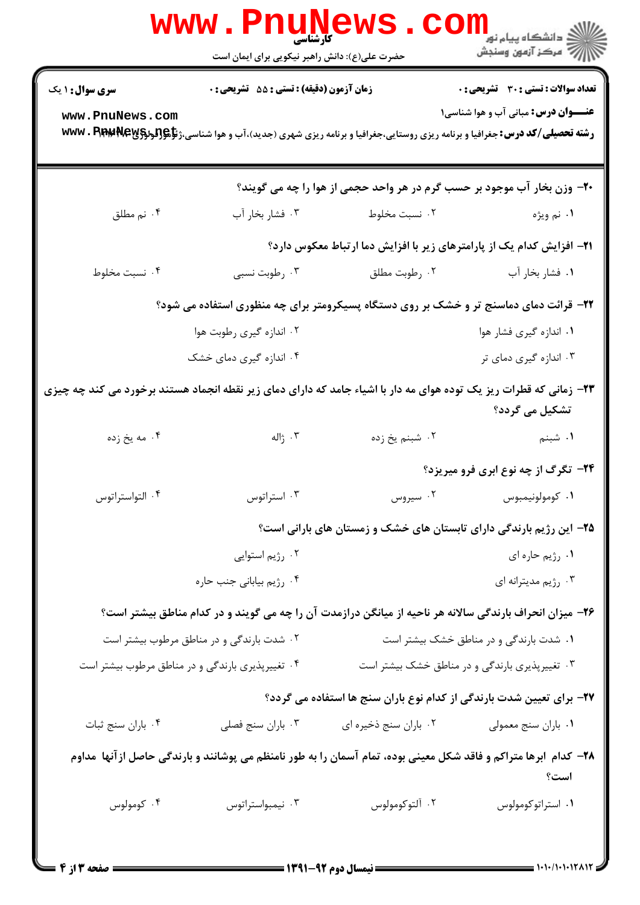۲۰- وزن بخار آب موجود بر حسب گرم در هر واحد حجمی از هوا را چه می گویند؟

۱. نم ویژه
۲. نسبت مخلوط
۳. فشار بخار آب
۴. نم مطلق

۲۱- افزایش کدام یک از پارامترهای زیر با افزایش دما ارتباط معکوس دارد؟

۱. فشار بخار آب
۲. رطوبت مطلق
۳. رطوبت نسبی
۴. نسبت مخلوط

۲۲- قرائت دمای دماسنج تر و خشک بر روی دستگاه پسیکرومتر برای چه منظوری استفاده می شود؟

۱. اندازه گیری فشار هوا
۲. اندازه گیری رطوبت هوا
۳. اندازه گیری دمای تر
۴. اندازه گیری دمای خشک

۲۳- زمانی که قطرات ریز یک توده هوای مه دار با اشیاء جامد که دارای دمای زیر نقطه انجماد هستند برخورد می کند چه چیزی تشکیل می گردد؟

۱. شبنم
۲. شبنم یخ زده
۳. ژاله
۴. مه یخ زده

۲۴- تگرگ از چه نوع ابری فرو میریزد؟

۱. کومولونیمبوس
۲. سیروس
۳. استراتوس
۴. التواستراتوس

۲۵- این رژیم بارندگی دارای تابستان های خشک و زمستان های بارانی است؟

۱. رژیم حاره ای
۲. رژیم استوایی
۳. رژیم مدیترانه ای
۴. رژیم بیابانی جنب حاره

۲۶- میزان انحراف بارندگی سالانه هر ناحیه از میانگین درازمدت آن را چه می گویند و در کدام مناطق بیشتر است؟

۱. شدت بارندگی و در مناطق خشک بیشتر است
۲. شدت بارندگی و در مناطق مرطوب بیشتر است
۳. تغییرپذیری بارندگی و در مناطق خشک بیشتر است
۴. تغییرپذیری بارندگی و در مناطق مرطوب بیشتر است

۲۷- برای تعیین شدت بارندگی از کدام نوع باران سنج ها استفاده می گردد؟

۱. باران سنج معمولی
۲. باران سنج ذخیره ای
۳. باران سنج فصلی
۴. باران سنج ثبات

۲۸- کدام ابرها متراکم و فاقد شکل معینی بوده، تمام آسمان را به طور نامنظم می پوشانند و بارندگی حاصل ازآنها مداوم است؟

۱. استراتوکومولوس
۲. آلتوکومولوس
۳. نیمبواستراتوس
۴. کومولوس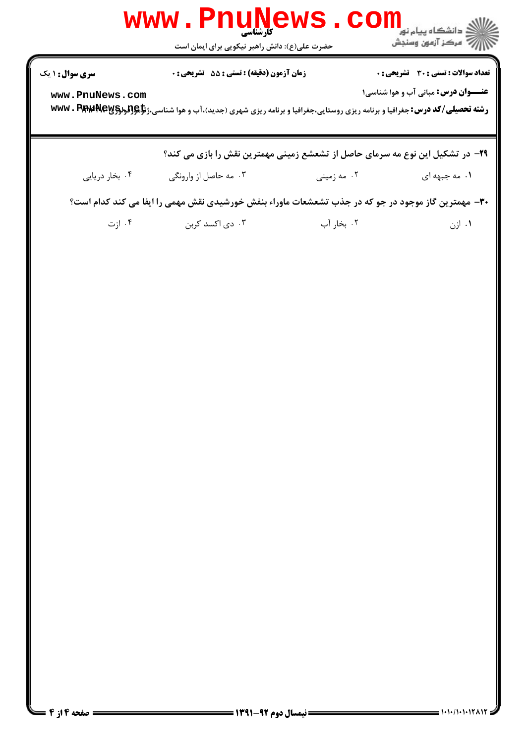**سری سوال:** ۱ یک

**زمان آزمون (دقیقه) : تستی :** ۵۵ **تشریحی :** ۰

**تعداد سوالات : تستی :** ۳۰ **تشریحی :** ۰

**عنـــوان درس:** مبانی آب و هوا شناسی۱

**رشته تحصیلی/کد درس:** جغرافیا و برنامه ریزی روستایی،جغرافیا و برنامه ریزی شهری (جدید)،آب و هوا شناسی،ژئومورفولوژی ۱۲۱۶۰۰۷

---

**۲۹- در تشکیل این نوع مه سرمای حاصل از تشعشع زمینی مهمترین نقش را بازی می کند؟**

۱. مه جبهه ای

۲. مه زمینی

۳. مه حاصل از وارونگی

۴. بخار دریایی

**۳۰- مهمترین گاز موجود در جو که در جذب تشعشعات ماوراء بنفش خورشیدی نقش مهمی را ایفا می کند کدام است؟**

۱. ازن

۲. بخار آب

۳. دی اکسد کربن

۴. ازت